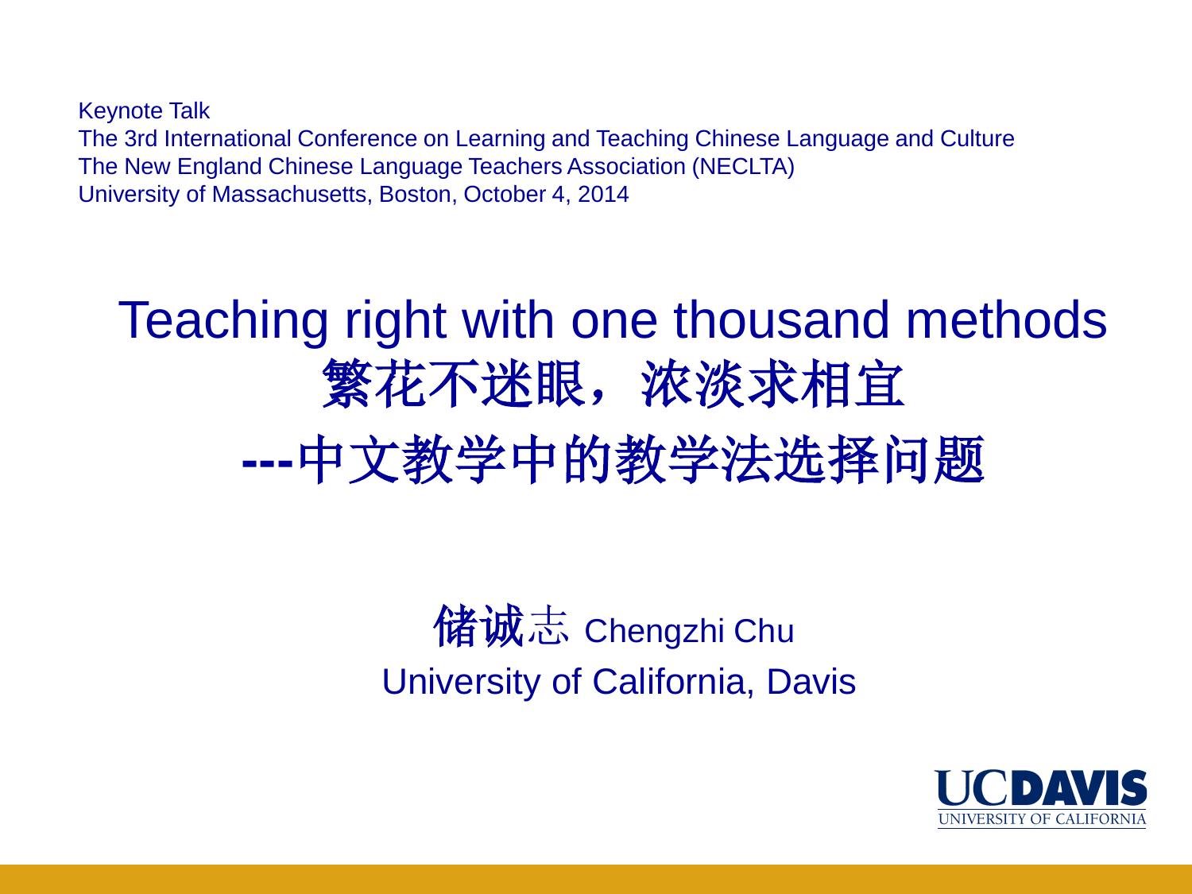Keynote Talk
The 3rd International Conference on Learning and Teaching Chinese Language and Culture
The New England Chinese Language Teachers Association (NECLTA)
University of Massachusetts, Boston, October 4, 2014

# Teaching right with one thousand methods
# 繁花不迷眼，浓淡求相宜
# ---中文教学中的教学法选择问题

储诚志 Chengzhi Chu
University of California, Davis

UCDAVIS
UNIVERSITY OF CALIFORNIA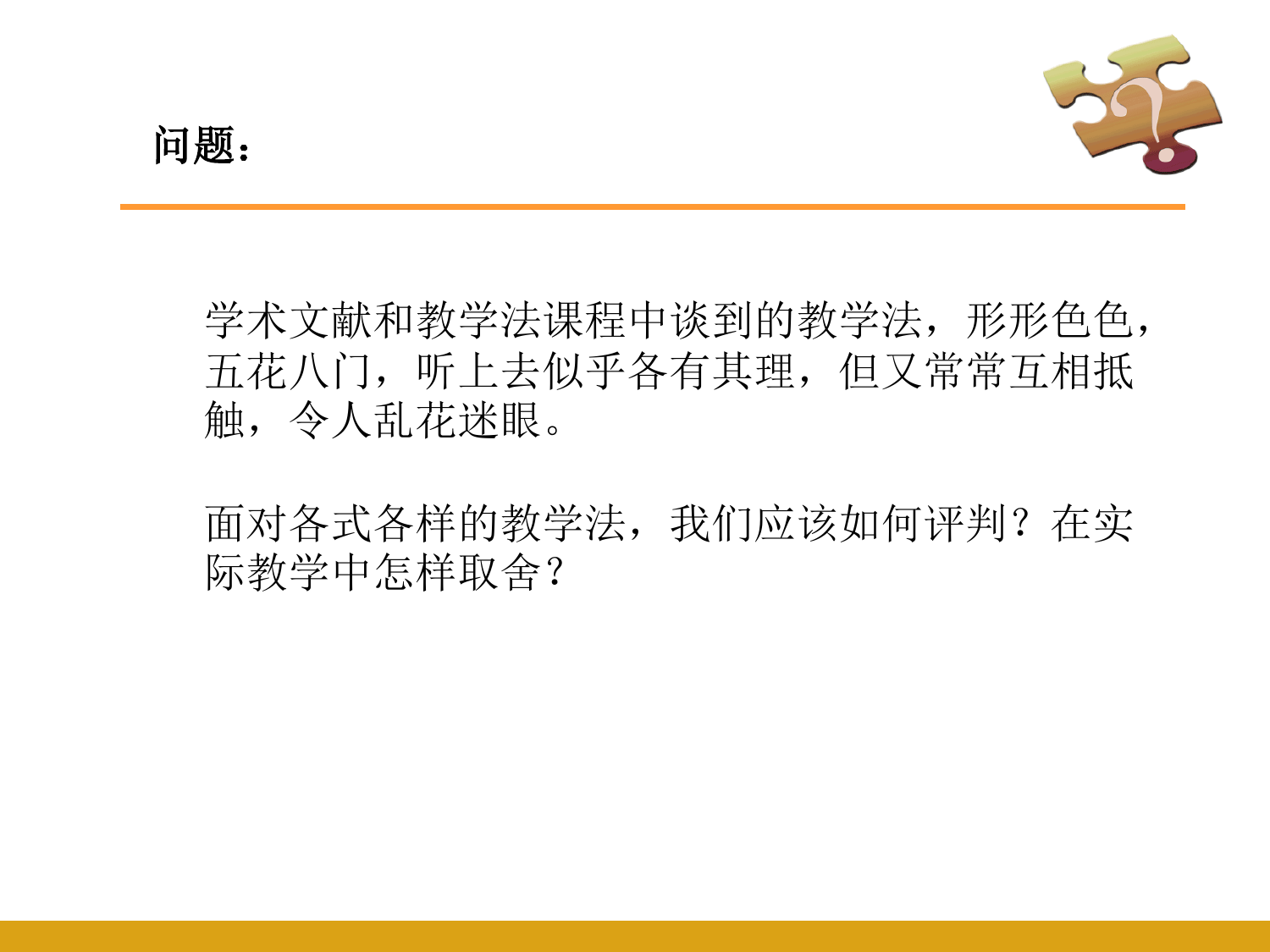## 问题：

学术文献和教学法课程中谈到的教学法，形形色色，五花八门，听上去似乎各有其理，但又常常互相抵触，令人乱花迷眼。

面对各式各样的教学法，我们应该如何评判？在实际教学中怎样取舍？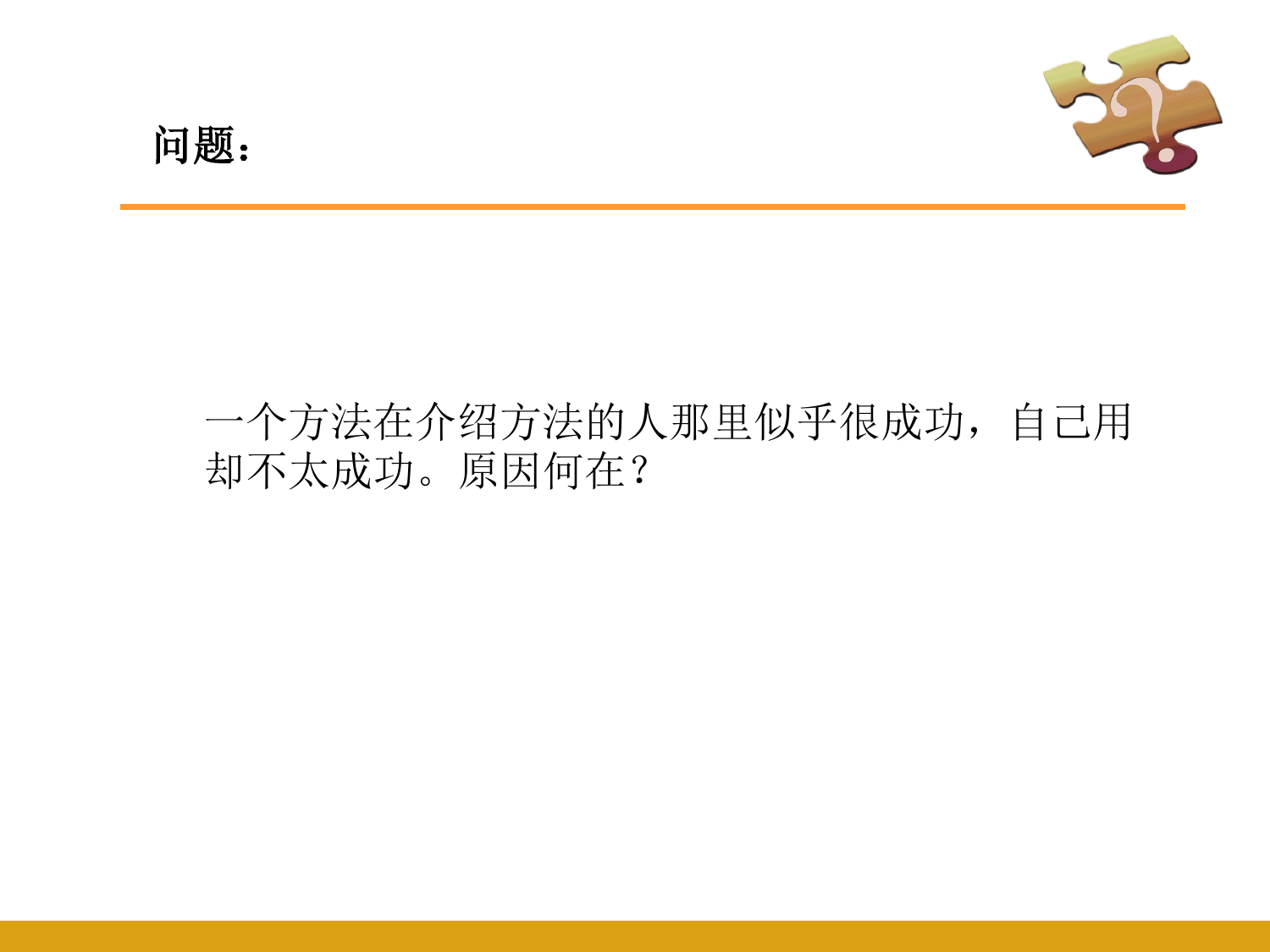## 问题：

一个方法在介绍方法的人那里似乎很成功，自己用却不太成功。原因何在？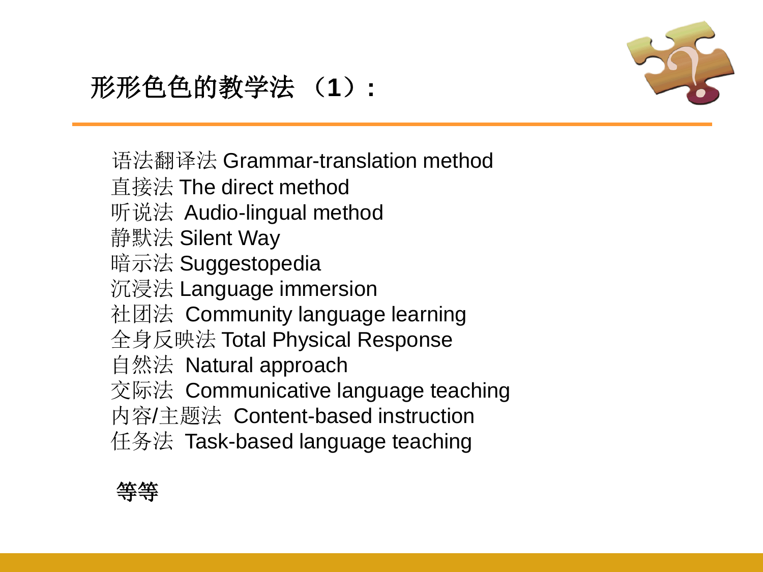# 形形色色的教学法 （1）：

语法翻译法 Grammar-translation method
直接法 The direct method
听说法  Audio-lingual method
静默法 Silent Way
暗示法 Suggestopedia
沉浸法 Language immersion
社团法  Community language learning
全身反映法 Total Physical Response
自然法  Natural approach
交际法  Communicative language teaching
内容/主题法  Content-based instruction
任务法  Task-based language teaching

**等等**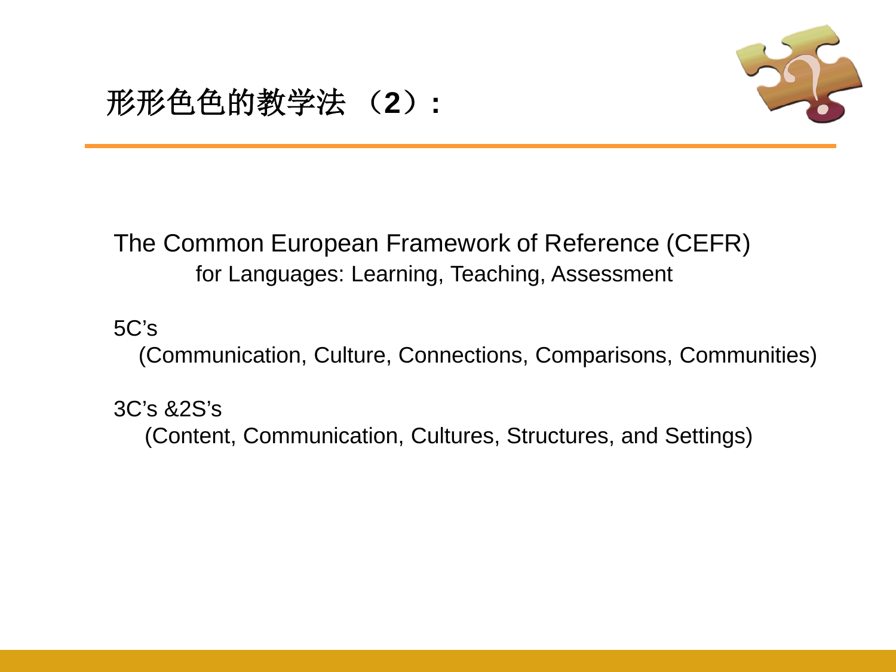# 形形色色的教学法 （**2**）**：**

The Common European Framework of Reference (CEFR) for Languages: Learning, Teaching, Assessment

5C's
(Communication, Culture, Connections, Comparisons, Communities)

3C's &2S's
(Content, Communication, Cultures, Structures, and Settings)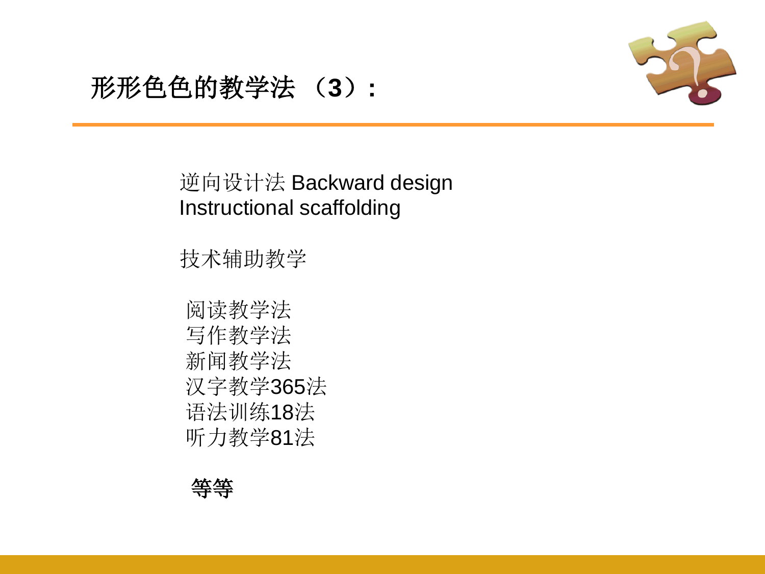# 形形色色的教学法 （3）：

逆向设计法 Backward design
Instructional scaffolding

技术辅助教学

阅读教学法
写作教学法
新闻教学法
汉字教学365法
语法训练18法
听力教学81法

**等等**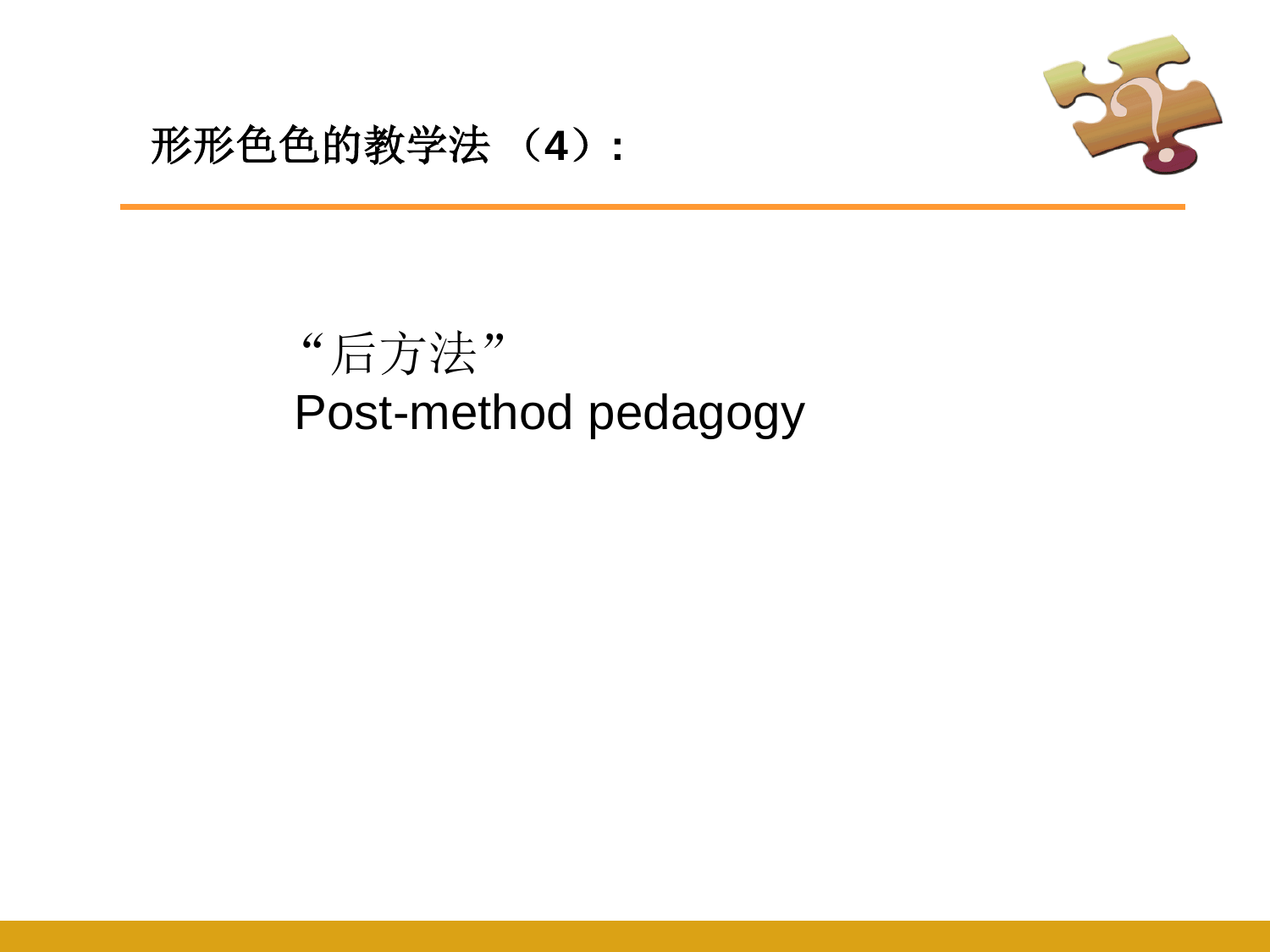## 形形色色的教学法 （4）:

“后方法”
Post-method pedagogy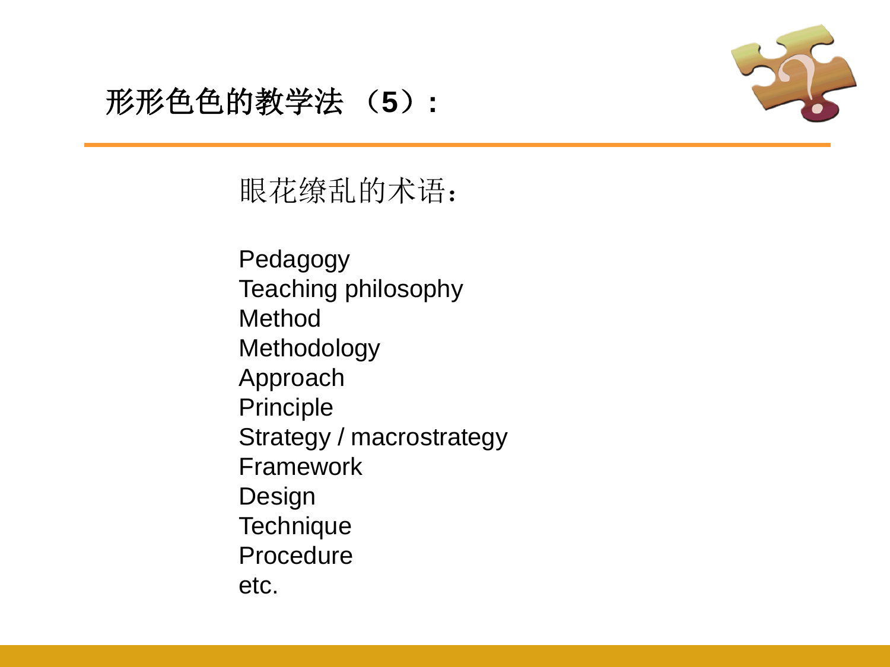## 形形色色的教学法 （5）：

眼花缭乱的术语：

Pedagogy
Teaching philosophy
Method
Methodology
Approach
Principle
Strategy / macrostrategy
Framework
Design
Technique
Procedure
etc.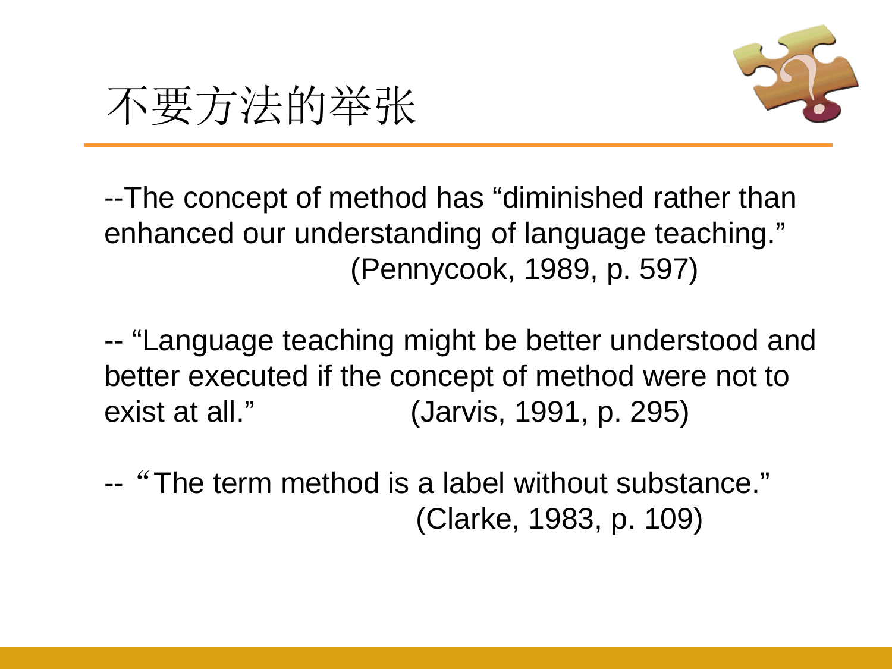# 不要方法的举张

--The concept of method has “diminished rather than enhanced our understanding of language teaching.”
(Pennycook, 1989, p. 597)

-- “Language teaching might be better understood and better executed if the concept of method were not to exist at all.” (Jarvis, 1991, p. 295)

-- “The term method is a label without substance.”
(Clarke, 1983, p. 109)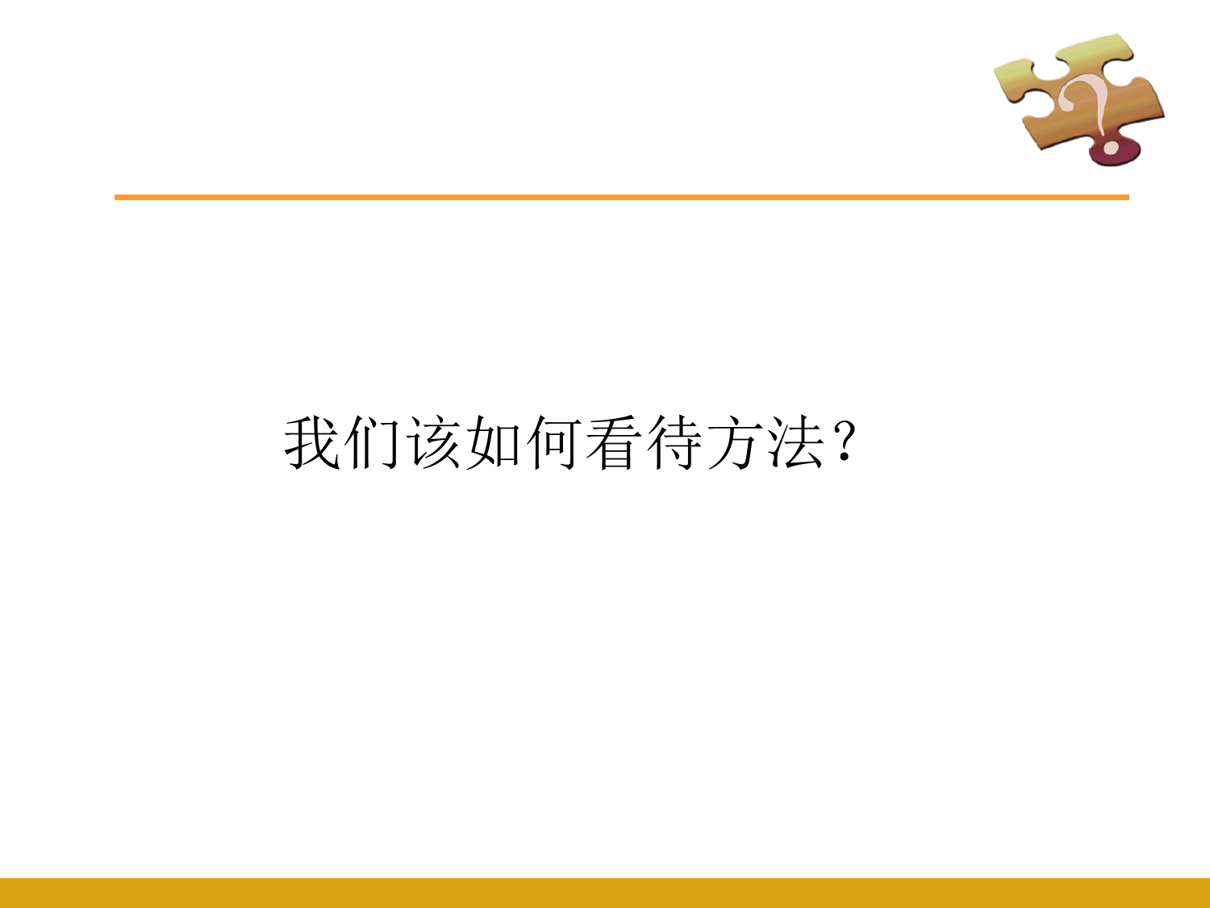我们该如何看待方法？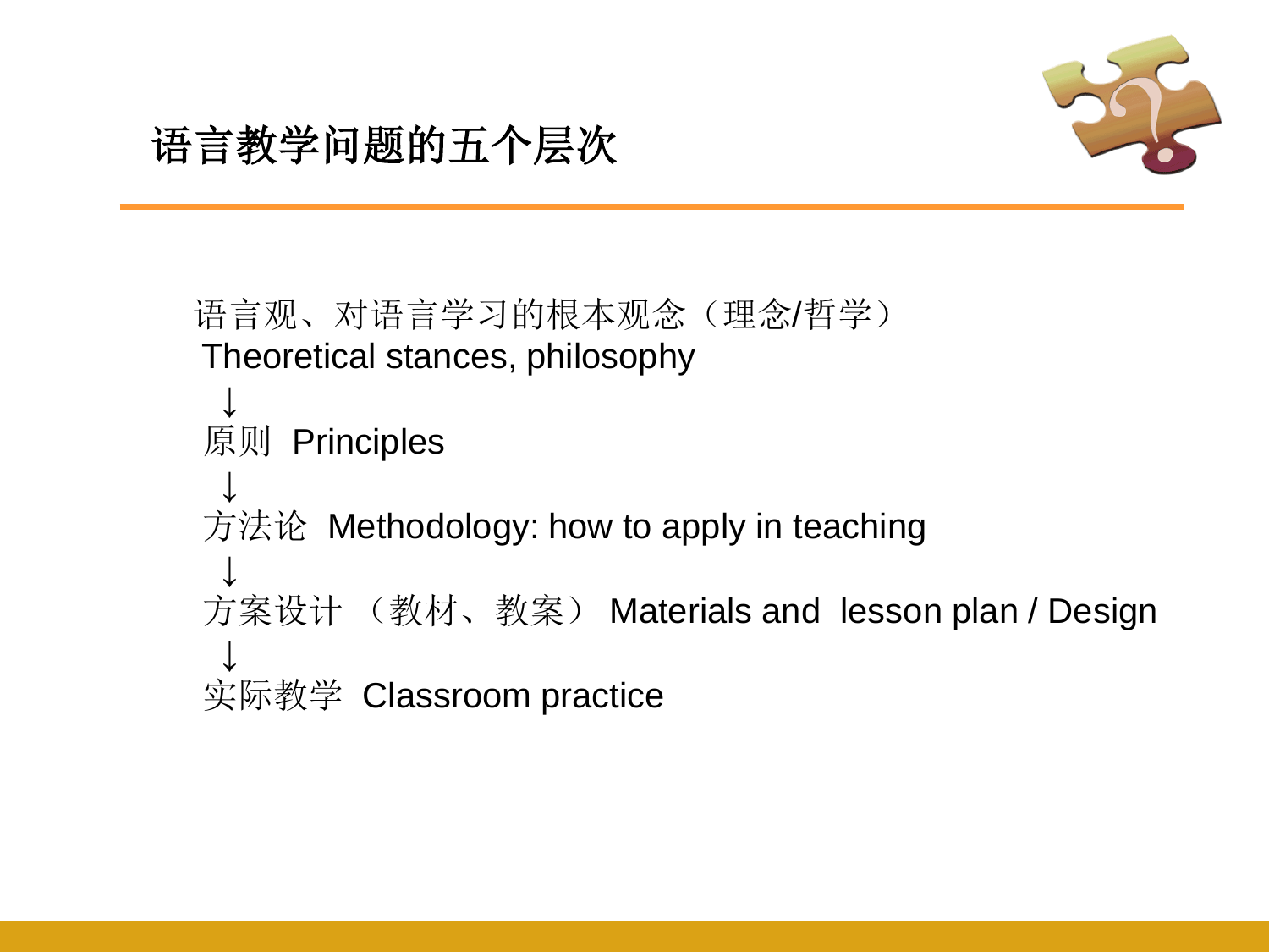# 语言教学问题的五个层次

语言观、对语言学习的根本观念（理念/哲学）
Theoretical stances, philosophy

↓

原则 Principles

↓

方法论 Methodology: how to apply in teaching

↓

方案设计 （教材、教案） Materials and lesson plan / Design

↓

实际教学 Classroom practice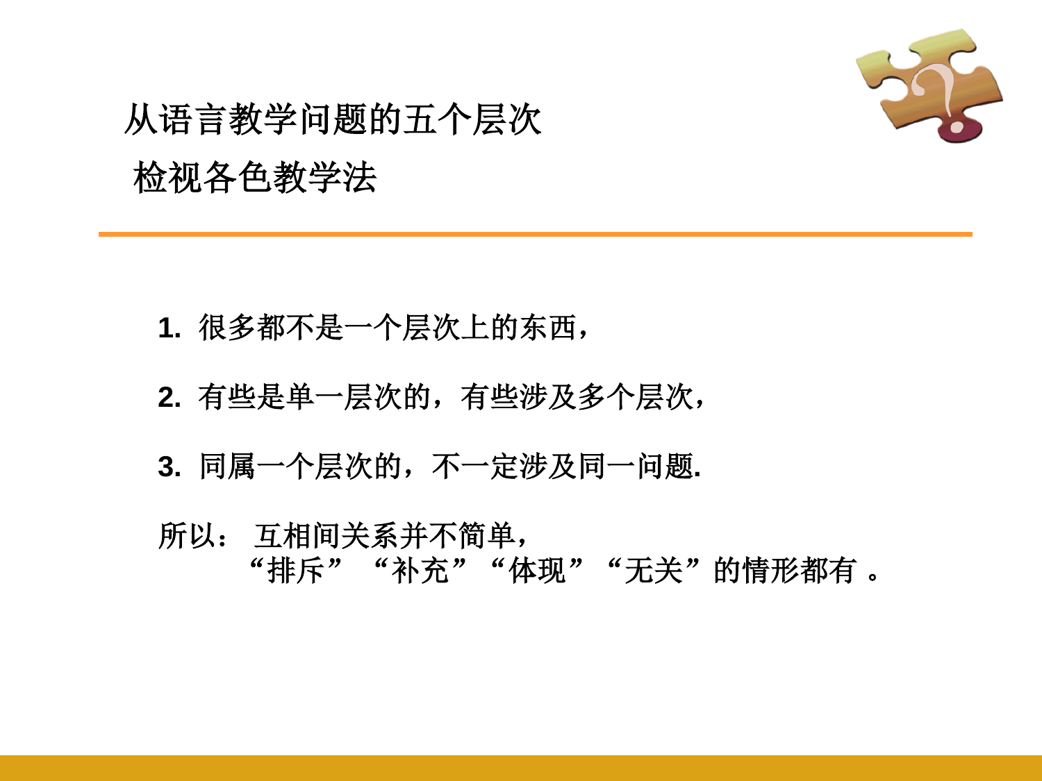# 从语言教学问题的五个层次
# 检视各色教学法

1. 很多都不是一个层次上的东西，

2. 有些是单一层次的，有些涉及多个层次，

3. 同属一个层次的，不一定涉及同一问题.

所以： 互相间关系并不简单，
“排斥” “补充” “体现” “无关”的情形都有 。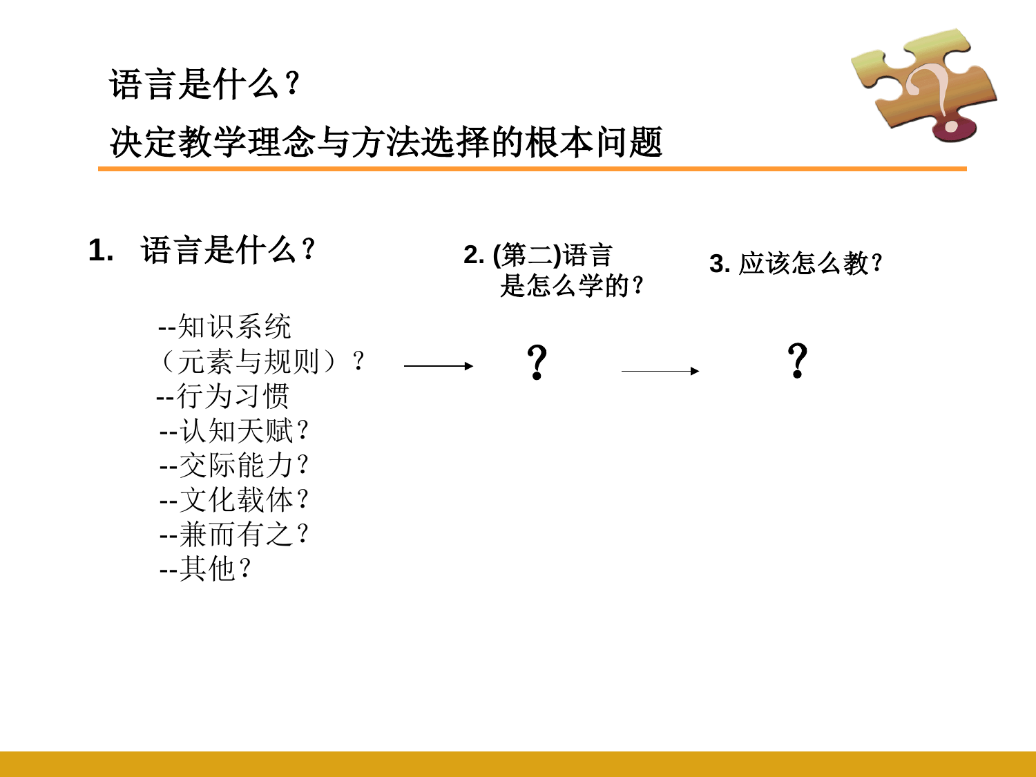# 语言是什么？
## 决定教学理念与方法选择的根本问题

**1. 语言是什么？**

- --知识系统（元素与规则）？
- --行为习惯
- --认知天赋？
- --交际能力？
- --文化载体？
- --兼而有之？
- --其他？

→ **2. (第二)语言是怎么学的？** ？

→ **3. 应该怎么教？** ？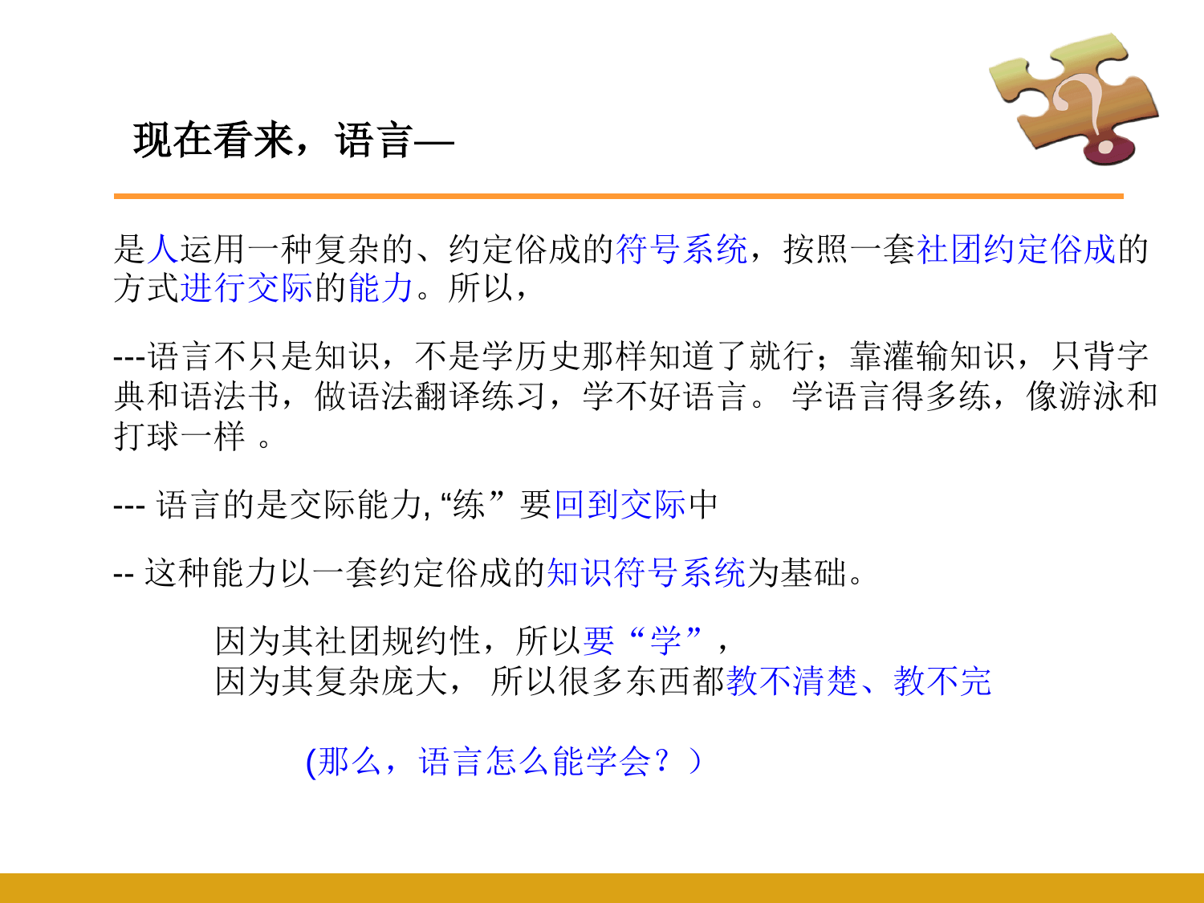# 现在看来，语言—

是人运用一种复杂的、约定俗成的符号系统，按照一套社团约定俗成的方式进行交际的能力。所以，

---语言不只是知识，不是学历史那样知道了就行；靠灌输知识，只背字典和语法书，做语法翻译练习，学不好语言。 学语言得多练，像游泳和打球一样 。

--- 语言的是交际能力, “练” 要回到交际中

-- 这种能力以一套约定俗成的知识符号系统为基础。

因为其社团规约性，所以要“学”，
因为其复杂庞大， 所以很多东西都教不清楚、教不完

(那么，语言怎么能学会？)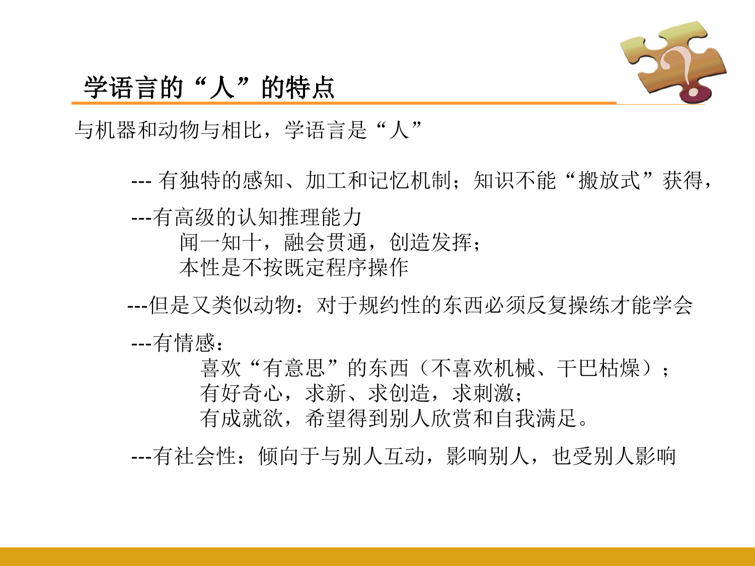## 学语言的“人”的特点

与机器和动物与相比，学语言是“人”

--- 有独特的感知、加工和记忆机制；知识不能“搬放式”获得，

---有高级的认知推理能力

闻一知十，融会贯通，创造发挥；

本性是不按既定程序操作

---但是又类似动物：对于规约性的东西必须反复操练才能学会

---有情感：

喜欢“有意思”的东西（不喜欢机械、干巴枯燥）；

有好奇心，求新、求创造，求刺激；

有成就欲，希望得到别人欣赏和自我满足。

---有社会性：倾向于与别人互动，影响别人，也受别人影响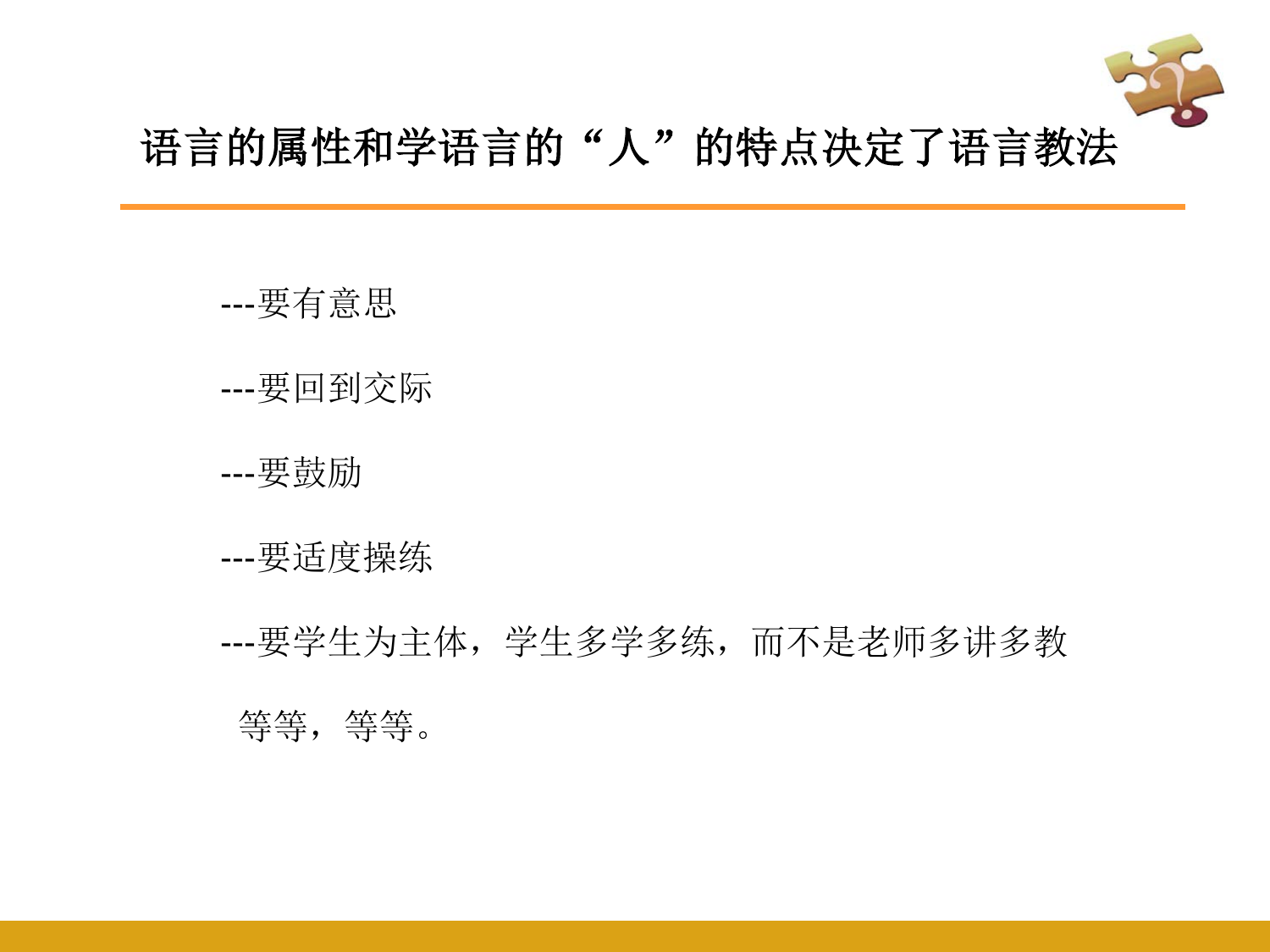# 语言的属性和学语言的“人”的特点决定了语言教法

---要有意思

---要回到交际

---要鼓励

---要适度操练

---要学生为主体，学生多学多练，而不是老师多讲多教

等等，等等。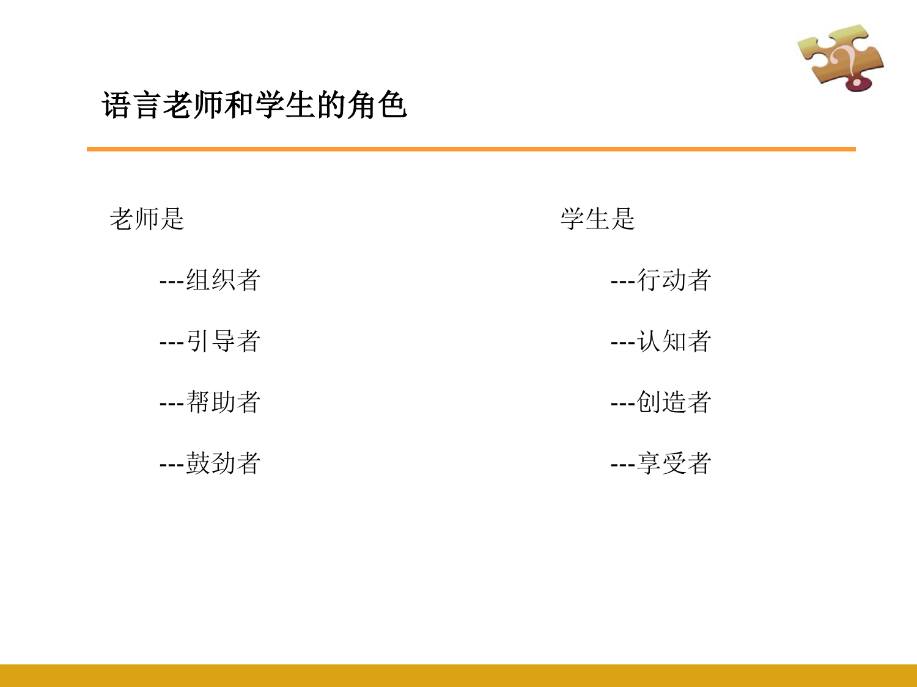# 语言老师和学生的角色

老师是

---组织者

---引导者

---帮助者

---鼓劲者

学生是

---行动者

---认知者

---创造者

---享受者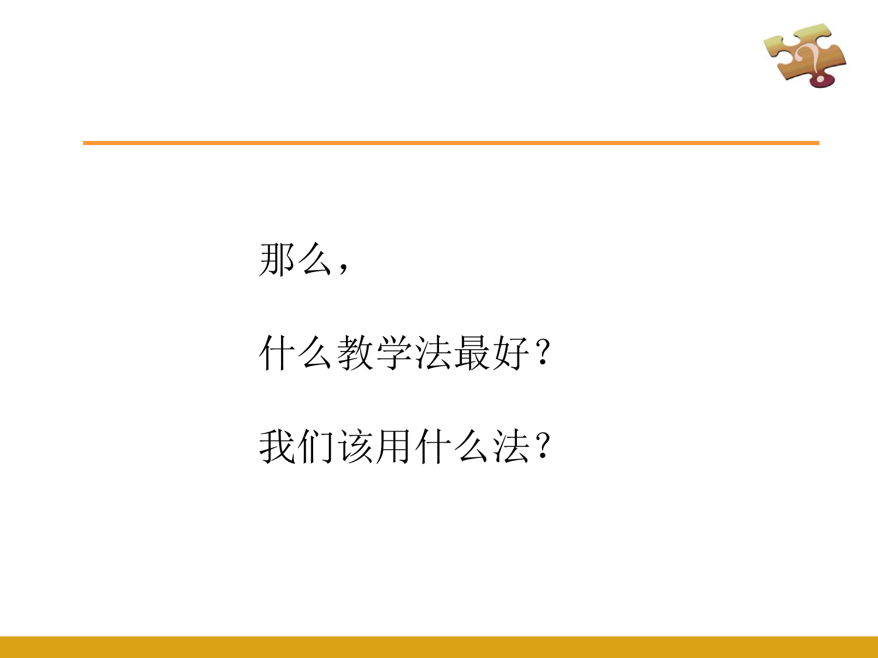那么，

什么教学法最好？

我们该用什么法？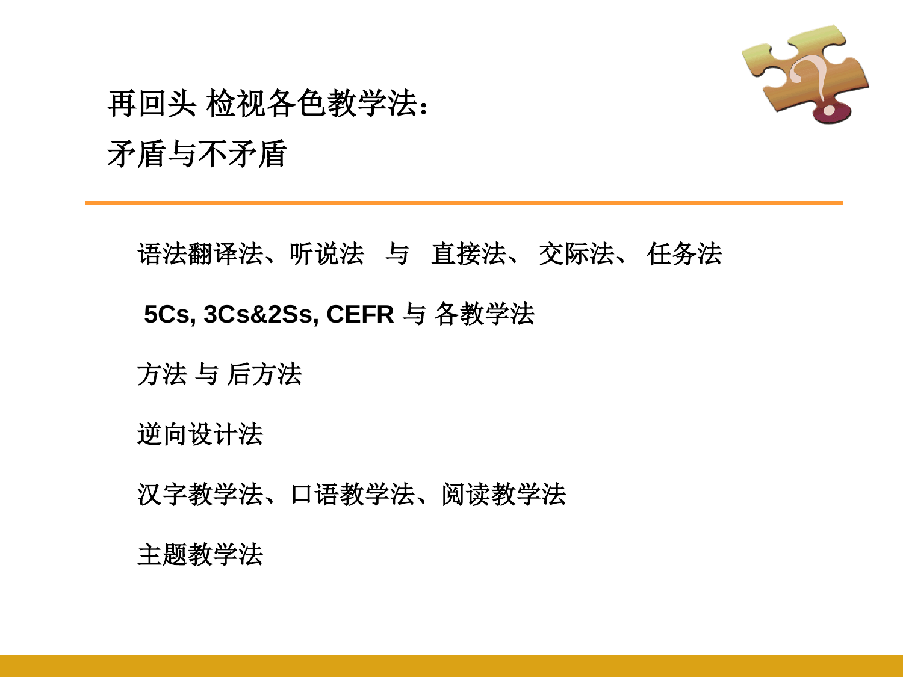# 再回头 检视各色教学法：
# 矛盾与不矛盾

语法翻译法、听说法　与　直接法、 交际法、 任务法

**5Cs, 3Cs&2Ss, CEFR** 与 各教学法

方法 与 后方法

逆向设计法

汉字教学法、口语教学法、阅读教学法

主题教学法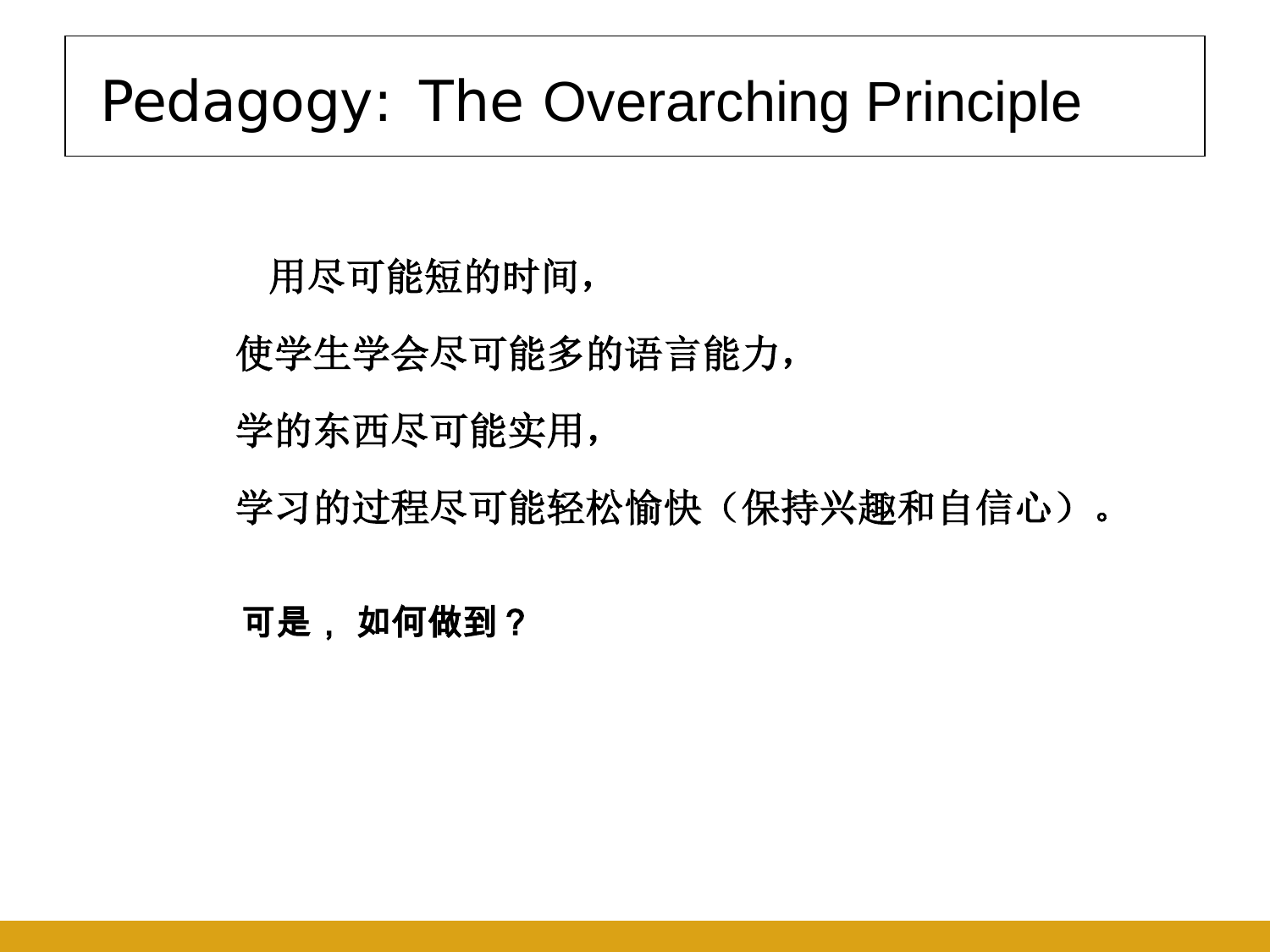# Pedagogy: The Overarching Principle

用尽可能短的时间，

使学生学会尽可能多的语言能力，

学的东西尽可能实用，

学习的过程尽可能轻松愉快（保持兴趣和自信心）。

**可是，如何做到？**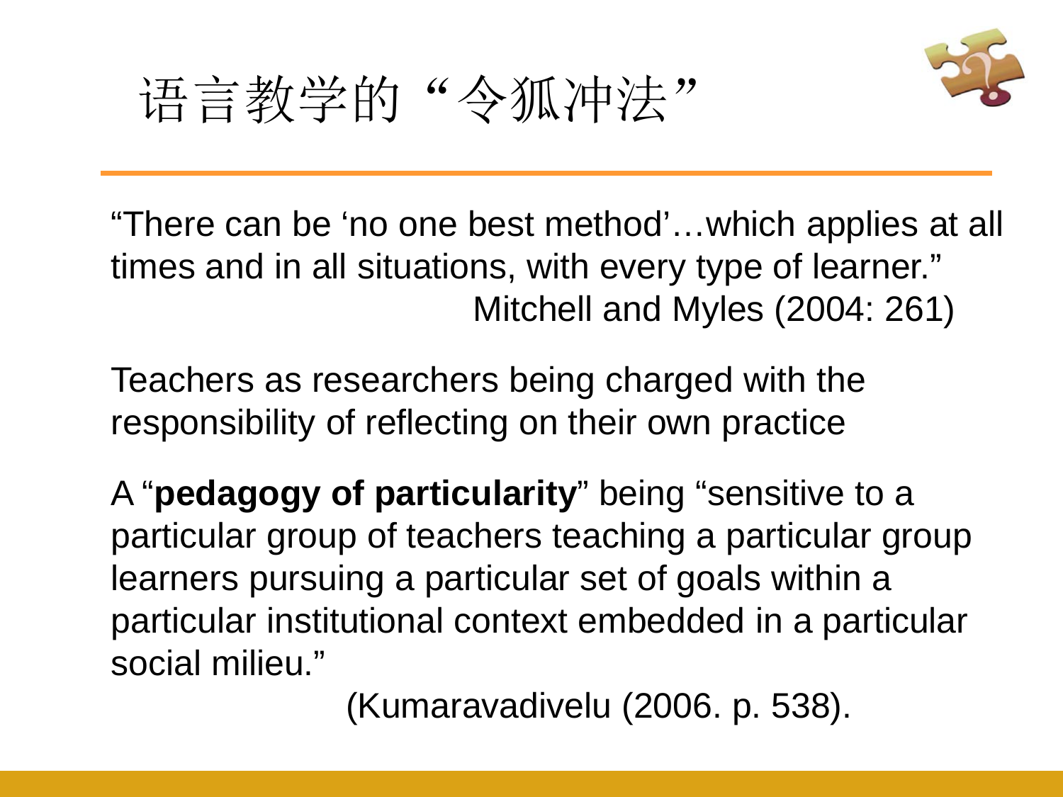# 语言教学的“令狐冲法”

“There can be ‘no one best method’…which applies at all times and in all situations, with every type of learner.”

Mitchell and Myles (2004: 261)

Teachers as researchers being charged with the responsibility of reflecting on their own practice

A “**pedagogy of particularity**” being “sensitive to a particular group of teachers teaching a particular group learners pursuing a particular set of goals within a particular institutional context embedded in a particular social milieu.”

(Kumaravadivelu (2006. p. 538).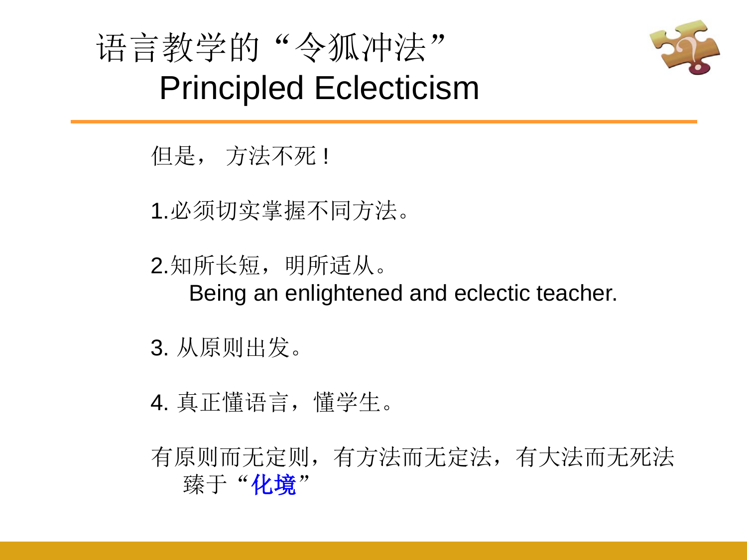# 语言教学的“令狐冲法” Principled Eclecticism

但是， 方法不死！

1.必须切实掌握不同方法。

2.知所长短，明所适从。
Being an enlightened and eclectic teacher.

3. 从原则出发。

4. 真正懂语言，懂学生。

有原则而无定则，有方法而无定法，有大法而无死法
臻于“**化境**”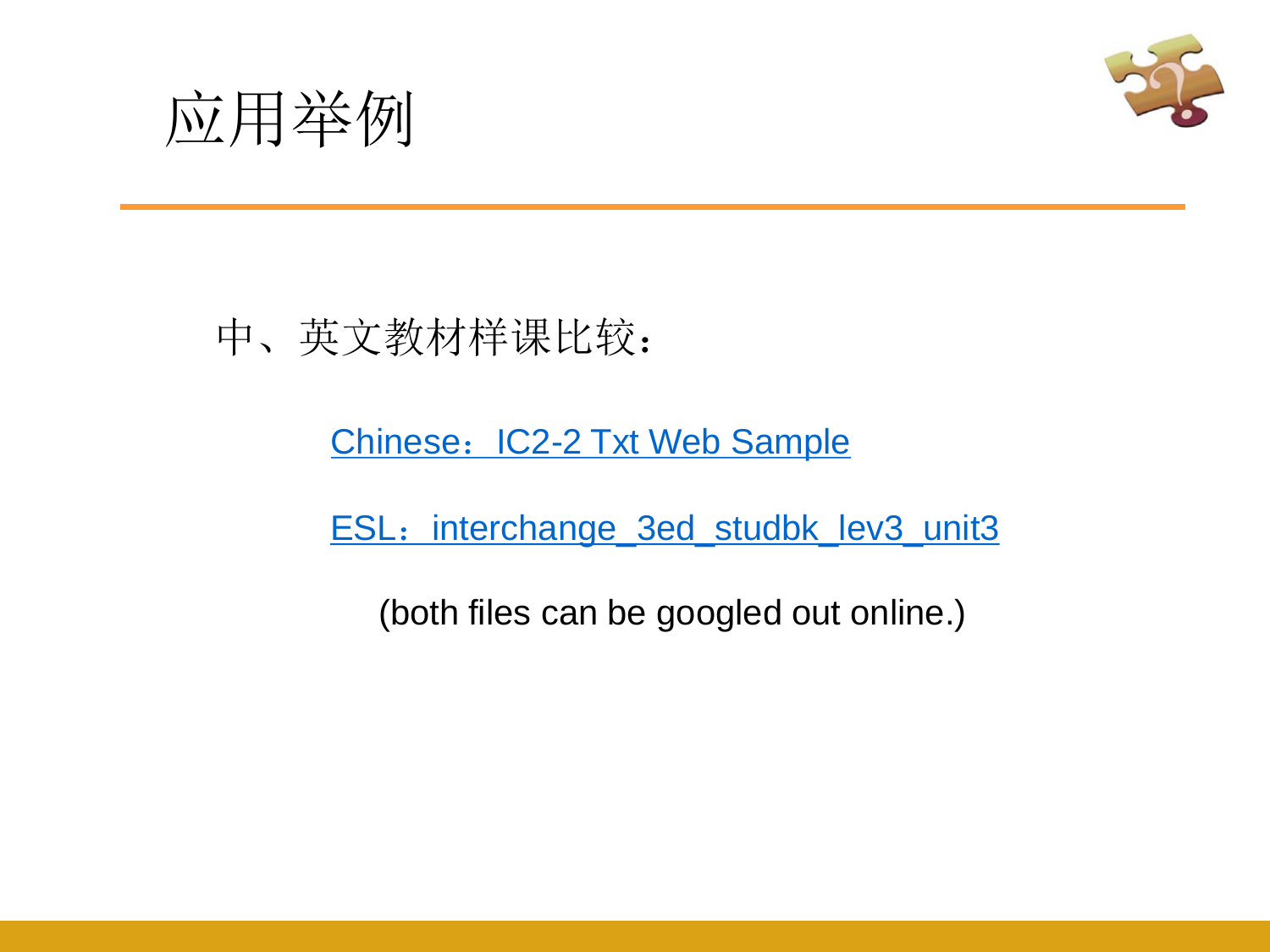# 应用举例

中、英文教材样课比较：

Chinese：IC2-2 Txt Web Sample

ESL：interchange_3ed_studbk_lev3_unit3

(both files can be googled out online.)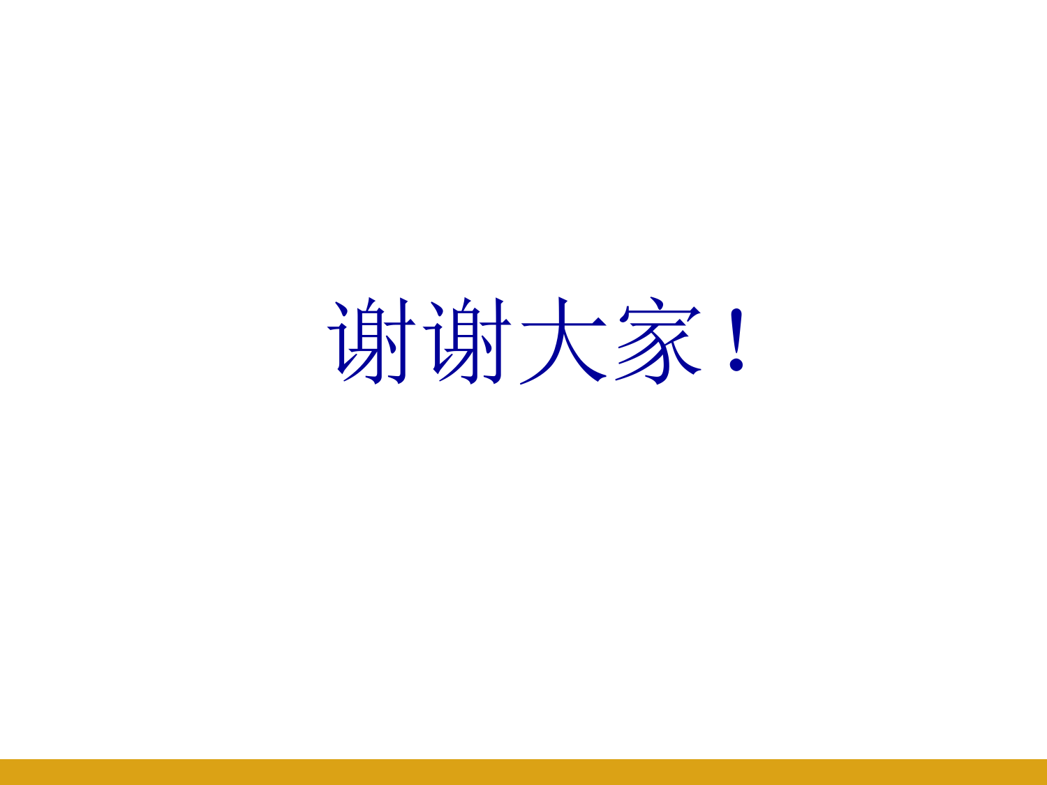# 谢谢大家！